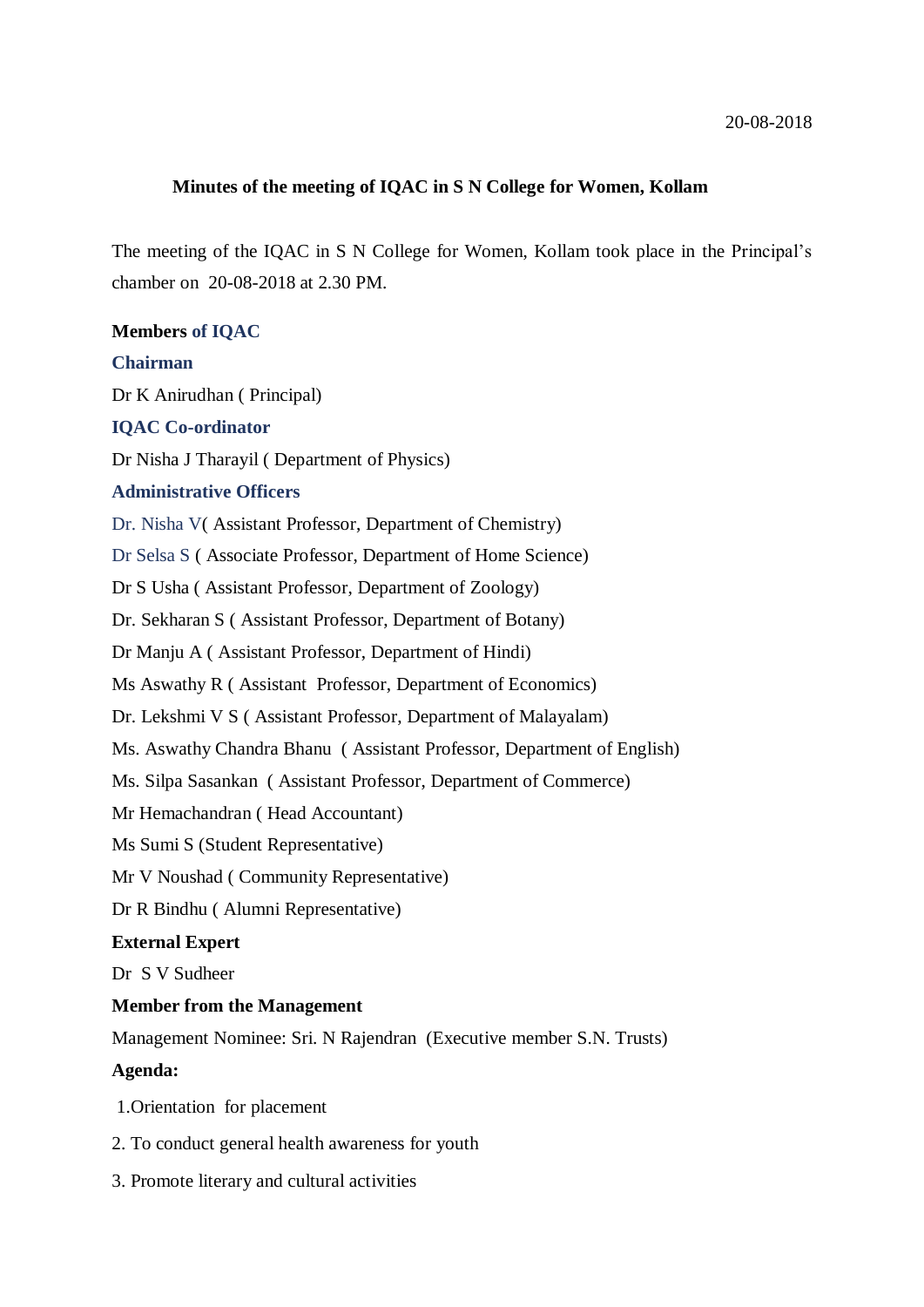20-08-2018

# Minutes of the meeting of IQAC in S N College for Women, Kollam

The meeting of the IQAC in S N College for Women, Kollam took place in the Principal's chamber on 20-08-2018 at 2.30 PM.

**Members of IQAC**

**Chairman**

Dr K Anirudhan ( Principal)

**IQAC Co-ordinator**

Dr Nisha J Tharayil ( Department of Physics)

**Administrative Officers**

Dr. Nisha V( Assistant Professor, Department of Chemistry)

Dr Selsa S ( Associate Professor, Department of Home Science)

Dr S Usha ( Assistant Professor, Department of Zoology)

Dr. Sekharan S ( Assistant Professor, Department of Botany)

Dr Manju A ( Assistant Professor, Department of Hindi)

Ms Aswathy R ( Assistant Professor, Department of Economics)

Dr. Lekshmi V S ( Assistant Professor, Department of Malayalam)

Ms. Aswathy Chandra Bhanu ( Assistant Professor, Department of English)

Ms. Silpa Sasankan ( Assistant Professor, Department of Commerce)

Mr Hemachandran ( Head Accountant)

Ms Sumi S (Student Representative)

Mr V Noushad ( Community Representative)

Dr R Bindhu ( Alumni Representative)

**External Expert**

Dr S V Sudheer

**Member from the Management**

Management Nominee: Sri. N Rajendran (Executive member S.N. Trusts)

**Agenda:**

1. Orientation for placement
2. To conduct general health awareness for youth
3. Promote literary and cultural activities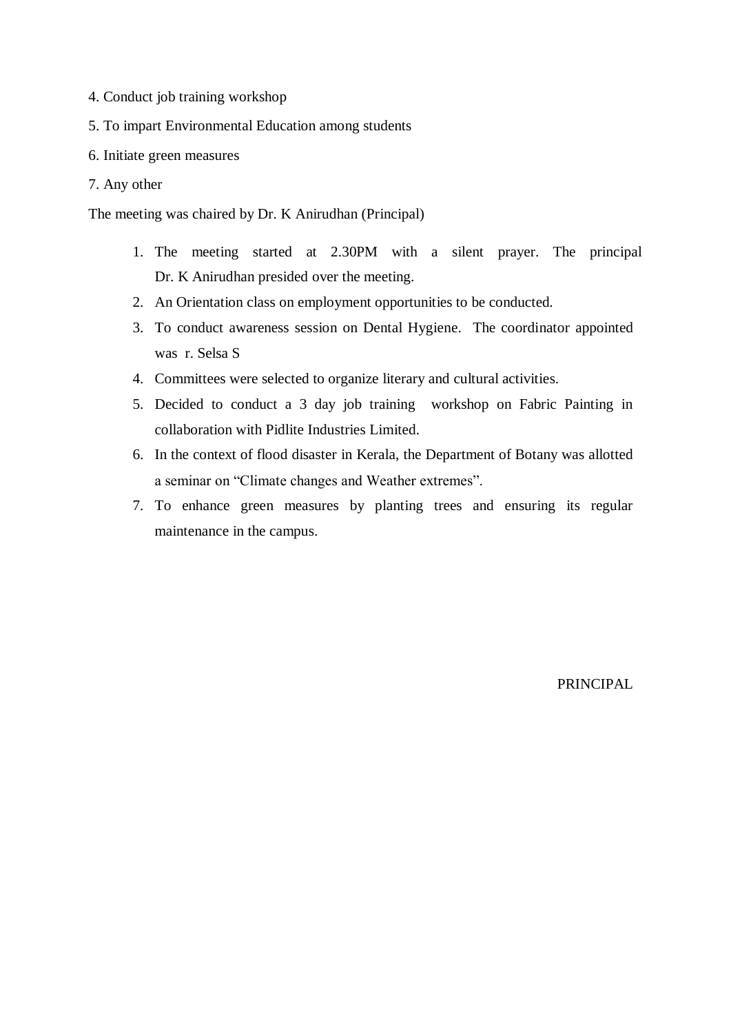4. Conduct job training workshop

5. To impart Environmental Education among students

6. Initiate green measures

7. Any other

The meeting was chaired by Dr. K Anirudhan (Principal)

1. The meeting started at 2.30PM with a silent prayer. The principal Dr. K Anirudhan presided over the meeting.
2. An Orientation class on employment opportunities to be conducted.
3. To conduct awareness session on Dental Hygiene. The coordinator appointed was r. Selsa S
4. Committees were selected to organize literary and cultural activities.
5. Decided to conduct a 3 day job training workshop on Fabric Painting in collaboration with Pidlite Industries Limited.
6. In the context of flood disaster in Kerala, the Department of Botany was allotted a seminar on "Climate changes and Weather extremes".
7. To enhance green measures by planting trees and ensuring its regular maintenance in the campus.

PRINCIPAL